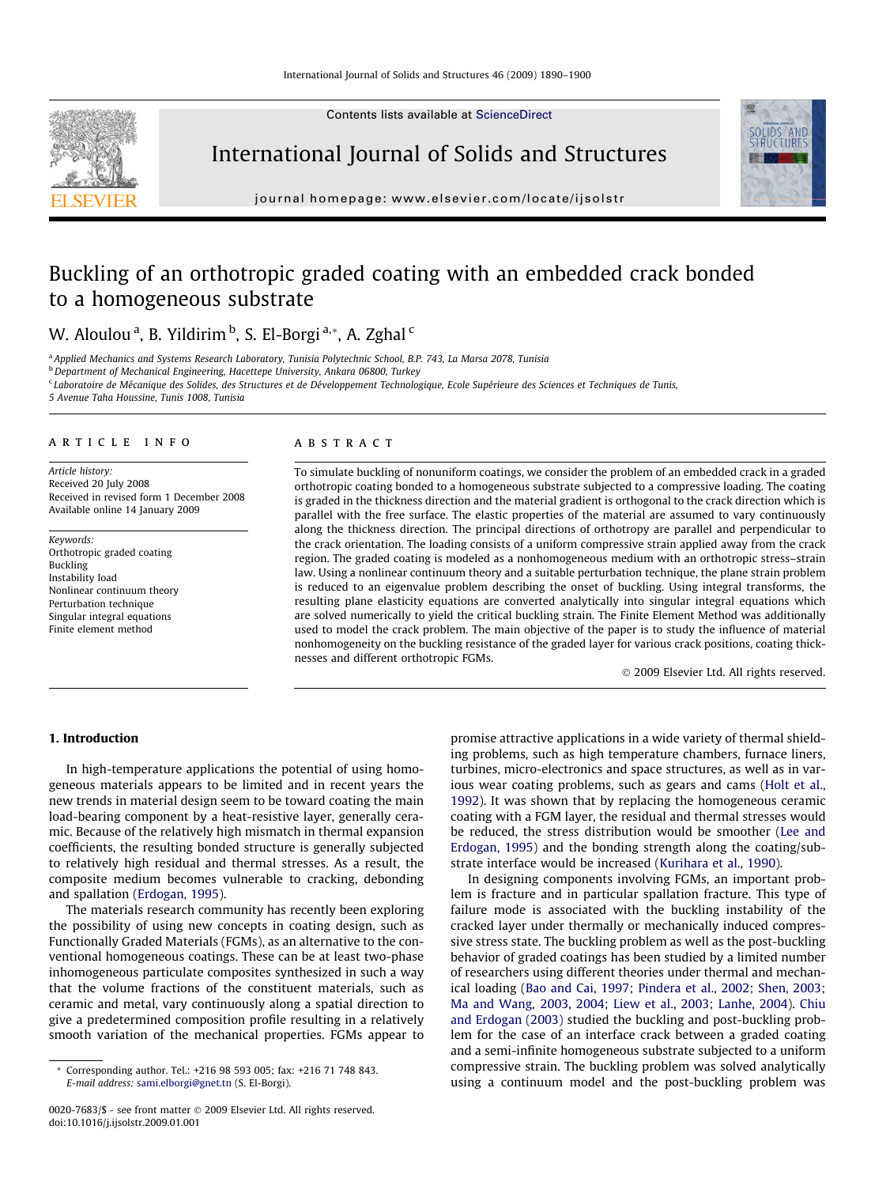Contents lists available at ScienceDirect

# International Journal of Solids and Structures

journal homepage: www.elsevier.com/locate/ijsolstr

# Buckling of an orthotropic graded coating with an embedded crack bonded to a homogeneous substrate

W. Aloulou [a], B. Yildirim [b], S. El-Borgi [a,*], A. Zghal [c]

[a] Applied Mechanics and Systems Research Laboratory, Tunisia Polytechnic School, B.P. 743, La Marsa 2078, Tunisia

[b] Department of Mechanical Engineering, Hacettepe University, Ankara 06800, Turkey

[c] Laboratoire de Mécanique des Solides, des Structures et de Développement Technologique, Ecole Supérieure des Sciences et Techniques de Tunis, 5 Avenue Taha Houssine, Tunis 1008, Tunisia

## ARTICLE INFO

*Article history:*
Received 20 July 2008
Received in revised form 1 December 2008
Available online 14 January 2009

*Keywords:*
Orthotropic graded coating
Buckling
Instability load
Nonlinear continuum theory
Perturbation technique
Singular integral equations
Finite element method

## ABSTRACT

To simulate buckling of nonuniform coatings, we consider the problem of an embedded crack in a graded orthotropic coating bonded to a homogeneous substrate subjected to a compressive loading. The coating is graded in the thickness direction and the material gradient is orthogonal to the crack direction which is parallel with the free surface. The elastic properties of the material are assumed to vary continuously along the thickness direction. The principal directions of orthotropy are parallel and perpendicular to the crack orientation. The loading consists of a uniform compressive strain applied away from the crack region. The graded coating is modeled as a nonhomogeneous medium with an orthotropic stress–strain law. Using a nonlinear continuum theory and a suitable perturbation technique, the plane strain problem is reduced to an eigenvalue problem describing the onset of buckling. Using integral transforms, the resulting plane elasticity equations are converted analytically into singular integral equations which are solved numerically to yield the critical buckling strain. The Finite Element Method was additionally used to model the crack problem. The main objective of the paper is to study the influence of material nonhomogeneity on the buckling resistance of the graded layer for various crack positions, coating thicknesses and different orthotropic FGMs.

© 2009 Elsevier Ltd. All rights reserved.

## 1. Introduction

In high-temperature applications the potential of using homogeneous materials appears to be limited and in recent years the new trends in material design seem to be toward coating the main load-bearing component by a heat-resistive layer, generally ceramic. Because of the relatively high mismatch in thermal expansion coefficients, the resulting bonded structure is generally subjected to relatively high residual and thermal stresses. As a result, the composite medium becomes vulnerable to cracking, debonding and spallation (Erdogan, 1995).

The materials research community has recently been exploring the possibility of using new concepts in coating design, such as Functionally Graded Materials (FGMs), as an alternative to the conventional homogeneous coatings. These can be at least two-phase inhomogeneous particulate composites synthesized in such a way that the volume fractions of the constituent materials, such as ceramic and metal, vary continuously along a spatial direction to give a predetermined composition profile resulting in a relatively smooth variation of the mechanical properties. FGMs appear to promise attractive applications in a wide variety of thermal shielding problems, such as high temperature chambers, furnace liners, turbines, micro-electronics and space structures, as well as in various wear coating problems, such as gears and cams (Holt et al., 1992). It was shown that by replacing the homogeneous ceramic coating with a FGM layer, the residual and thermal stresses would be reduced, the stress distribution would be smoother (Lee and Erdogan, 1995) and the bonding strength along the coating/substrate interface would be increased (Kurihara et al., 1990).

In designing components involving FGMs, an important problem is fracture and in particular spallation fracture. This type of failure mode is associated with the buckling instability of the cracked layer under thermally or mechanically induced compressive stress state. The buckling problem as well as the post-buckling behavior of graded coatings has been studied by a limited number of researchers using different theories under thermal and mechanical loading (Bao and Cai, 1997; Pindera et al., 2002; Shen, 2003; Ma and Wang, 2003, 2004; Liew et al., 2003; Lanhe, 2004). Chiu and Erdogan (2003) studied the buckling and post-buckling problem for the case of an interface crack between a graded coating and a semi-infinite homogeneous substrate subjected to a uniform compressive strain. The buckling problem was solved analytically using a continuum model and the post-buckling problem was

* Corresponding author. Tel.: +216 98 593 005; fax: +216 71 748 843.
*E-mail address:* sami.elborgi@gnet.tn (S. El-Borgi).

0020-7683/$ - see front matter © 2009 Elsevier Ltd. All rights reserved.
doi:10.1016/j.ijsolstr.2009.01.001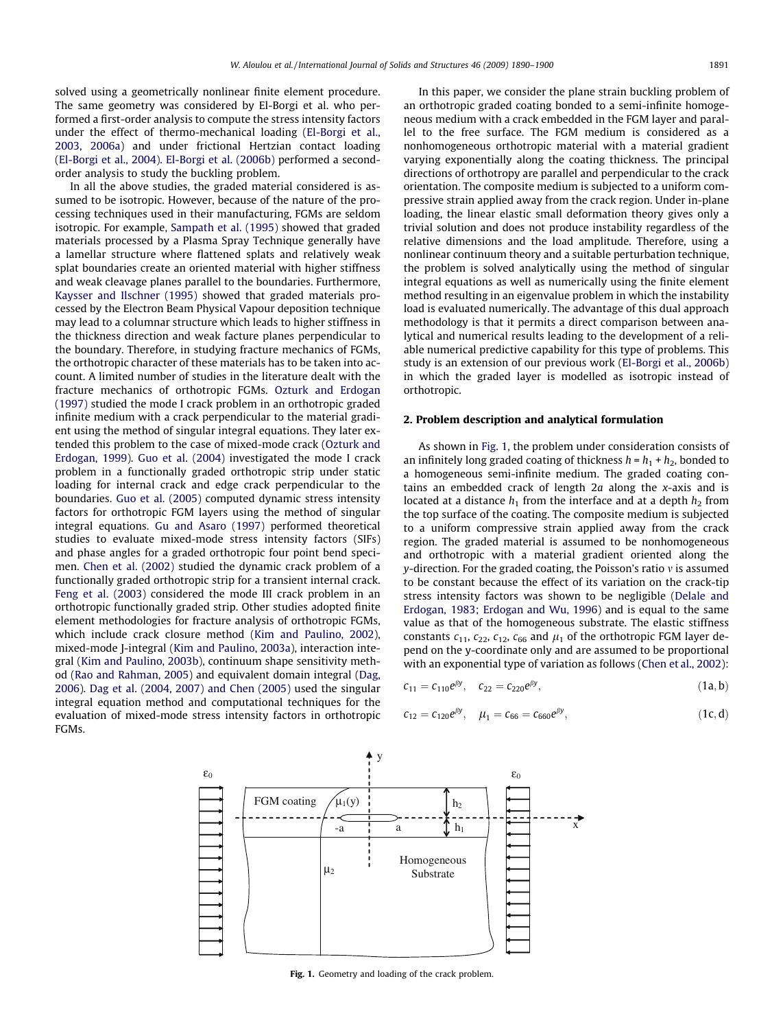solved using a geometrically nonlinear finite element procedure. The same geometry was considered by El-Borgi et al. who performed a first-order analysis to compute the stress intensity factors under the effect of thermo-mechanical loading (El-Borgi et al., 2003, 2006a) and under frictional Hertzian contact loading (El-Borgi et al., 2004). El-Borgi et al. (2006b) performed a second-order analysis to study the buckling problem.

In all the above studies, the graded material considered is assumed to be isotropic. However, because of the nature of the processing techniques used in their manufacturing, FGMs are seldom isotropic. For example, Sampath et al. (1995) showed that graded materials processed by a Plasma Spray Technique generally have a lamellar structure where flattened splats and relatively weak splat boundaries create an oriented material with higher stiffness and weak cleavage planes parallel to the boundaries. Furthermore, Kaysser and Ilschner (1995) showed that graded materials processed by the Electron Beam Physical Vapour deposition technique may lead to a columnar structure which leads to higher stiffness in the thickness direction and weak facture planes perpendicular to the boundary. Therefore, in studying fracture mechanics of FGMs, the orthotropic character of these materials has to be taken into account. A limited number of studies in the literature dealt with the fracture mechanics of orthotropic FGMs. Ozturk and Erdogan (1997) studied the mode I crack problem in an orthotropic graded infinite medium with a crack perpendicular to the material gradient using the method of singular integral equations. They later extended this problem to the case of mixed-mode crack (Ozturk and Erdogan, 1999). Guo et al. (2004) investigated the mode I crack problem in a functionally graded orthotropic strip under static loading for internal crack and edge crack perpendicular to the boundaries. Guo et al. (2005) computed dynamic stress intensity factors for orthotropic FGM layers using the method of singular integral equations. Gu and Asaro (1997) performed theoretical studies to evaluate mixed-mode stress intensity factors (SIFs) and phase angles for a graded orthotropic four point bend specimen. Chen et al. (2002) studied the dynamic crack problem of a functionally graded orthotropic strip for a transient internal crack. Feng et al. (2003) considered the mode III crack problem in an orthotropic functionally graded strip. Other studies adopted finite element methodologies for fracture analysis of orthotropic FGMs, which include crack closure method (Kim and Paulino, 2002), mixed-mode J-integral (Kim and Paulino, 2003a), interaction integral (Kim and Paulino, 2003b), continuum shape sensitivity method (Rao and Rahman, 2005) and equivalent domain integral (Dag, 2006). Dag et al. (2004, 2007) and Chen (2005) used the singular integral equation method and computational techniques for the evaluation of mixed-mode stress intensity factors in orthotropic FGMs.

In this paper, we consider the plane strain buckling problem of an orthotropic graded coating bonded to a semi-infinite homogeneous medium with a crack embedded in the FGM layer and parallel to the free surface. The FGM medium is considered as a nonhomogeneous orthotropic material with a material gradient varying exponentially along the coating thickness. The principal directions of orthotropy are parallel and perpendicular to the crack orientation. The composite medium is subjected to a uniform compressive strain applied away from the crack region. Under in-plane loading, the linear elastic small deformation theory gives only a trivial solution and does not produce instability regardless of the relative dimensions and the load amplitude. Therefore, using a nonlinear continuum theory and a suitable perturbation technique, the problem is solved analytically using the method of singular integral equations as well as numerically using the finite element method resulting in an eigenvalue problem in which the instability load is evaluated numerically. The advantage of this dual approach methodology is that it permits a direct comparison between analytical and numerical results leading to the development of a reliable numerical predictive capability for this type of problems. This study is an extension of our previous work (El-Borgi et al., 2006b) in which the graded layer is modelled as isotropic instead of orthotropic.

## 2. Problem description and analytical formulation

As shown in Fig. 1, the problem under consideration consists of an infinitely long graded coating of thickness $h = h_1 + h_2$, bonded to a homogeneous semi-infinite medium. The graded coating contains an embedded crack of length $2a$ along the $x$-axis and is located at a distance $h_1$ from the interface and at a depth $h_2$ from the top surface of the coating. The composite medium is subjected to a uniform compressive strain applied away from the crack region. The graded material is assumed to be nonhomogeneous and orthotropic with a material gradient oriented along the $y$-direction. For the graded coating, the Poisson's ratio $\nu$ is assumed to be constant because the effect of its variation on the crack-tip stress intensity factors was shown to be negligible (Delale and Erdogan, 1983; Erdogan and Wu, 1996) and is equal to the same value as that of the homogeneous substrate. The elastic stiffness constants $c_{11}$, $c_{22}$, $c_{12}$, $c_{66}$ and $\mu_1$ of the orthotropic FGM layer depend on the y-coordinate only and are assumed to be proportional with an exponential type of variation as follows (Chen et al., 2002):

$$c_{11} = c_{110}e^{\beta y}, \quad c_{22} = c_{220}e^{\beta y}, \tag{1a, b}$$

$$c_{12} = c_{120}e^{\beta y}, \quad \mu_1 = c_{66} = c_{660}e^{\beta y}, \tag{1c, d}$$

Fig. 1. Geometry and loading of the crack problem.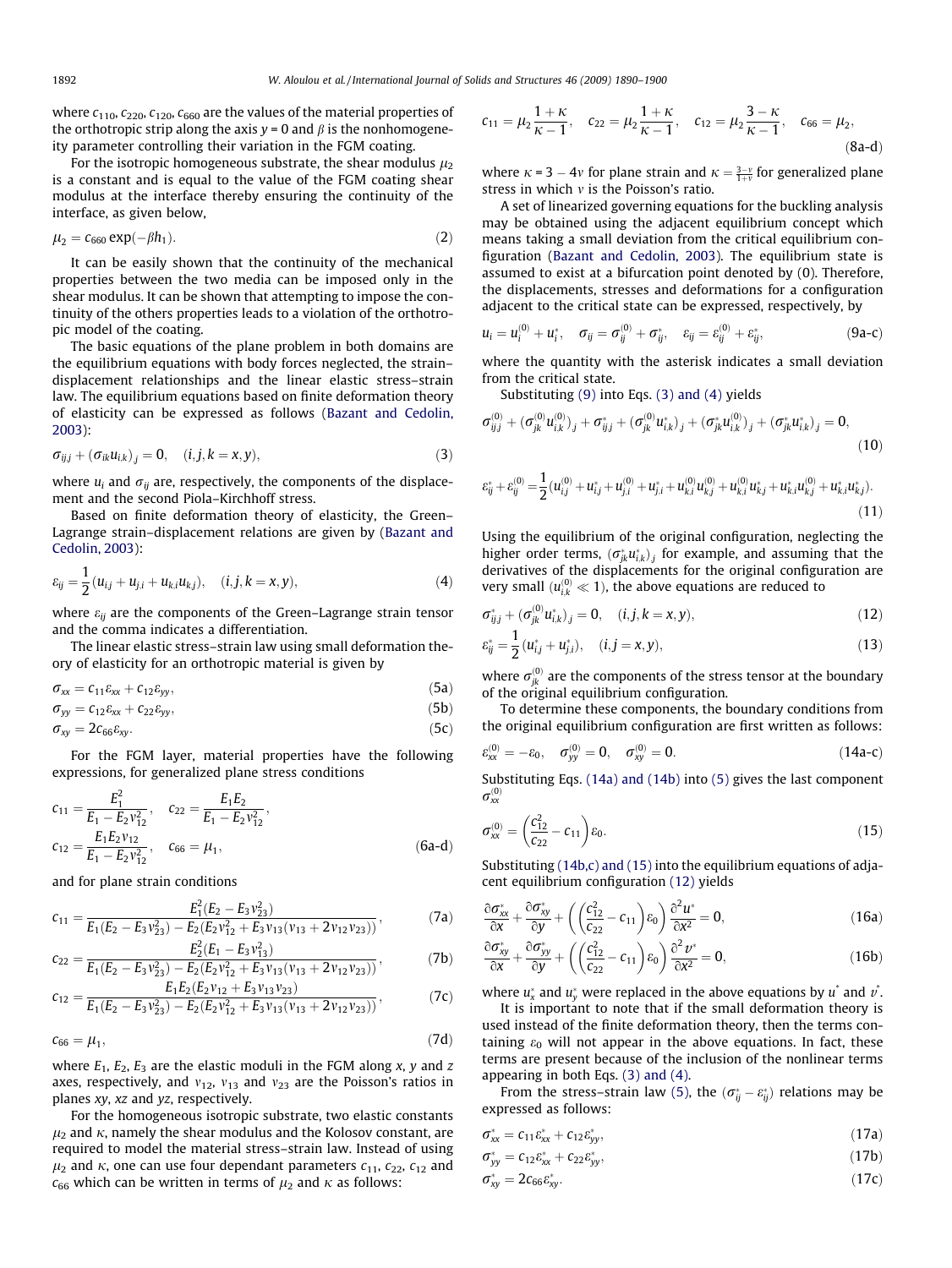where $c_{110}, c_{220}, c_{120}, c_{660}$ are the values of the material properties of the orthotropic strip along the axis $y = 0$ and $\beta$ is the nonhomogeneity parameter controlling their variation in the FGM coating.

For the isotropic homogeneous substrate, the shear modulus $\mu_2$ is a constant and is equal to the value of the FGM coating shear modulus at the interface thereby ensuring the continuity of the interface, as given below,

$$\mu_2 = c_{660} \exp(-\beta h_1). \tag{2}$$

It can be easily shown that the continuity of the mechanical properties between the two media can be imposed only in the shear modulus. It can be shown that attempting to impose the continuity of the others properties leads to a violation of the orthotropic model of the coating.

The basic equations of the plane problem in both domains are the equilibrium equations with body forces neglected, the strain–displacement relationships and the linear elastic stress–strain law. The equilibrium equations based on finite deformation theory of elasticity can be expressed as follows (Bazant and Cedolin, 2003):

$$\sigma_{ij,j} + (\sigma_{ik} u_{i,k})_{,j} = 0, \quad (i,j,k = x,y), \tag{3}$$

where $u_i$ and $\sigma_{ij}$ are, respectively, the components of the displacement and the second Piola–Kirchhoff stress.

Based on finite deformation theory of elasticity, the Green–Lagrange strain–displacement relations are given by (Bazant and Cedolin, 2003):

$$\varepsilon_{ij} = \frac{1}{2}(u_{i,j} + u_{j,i} + u_{k,i} u_{k,j}), \quad (i,j,k = x,y), \tag{4}$$

where $\varepsilon_{ij}$ are the components of the Green–Lagrange strain tensor and the comma indicates a differentiation.

The linear elastic stress–strain law using small deformation theory of elasticity for an orthotropic material is given by

$$\sigma_{xx} = c_{11}\varepsilon_{xx} + c_{12}\varepsilon_{yy}, \tag{5a}$$

$$\sigma_{yy} = c_{12}\varepsilon_{xx} + c_{22}\varepsilon_{yy}, \tag{5b}$$

$$\sigma_{xy} = 2c_{66}\varepsilon_{xy}. \tag{5c}$$

For the FGM layer, material properties have the following expressions, for generalized plane stress conditions

$$c_{11} = \frac{E_1^2}{E_1 - E_2 v_{12}^2}, \quad c_{22} = \frac{E_1 E_2}{E_1 - E_2 v_{12}^2},$$
$$c_{12} = \frac{E_1 E_2 v_{12}}{E_1 - E_2 v_{12}^2}, \quad c_{66} = \mu_1, \tag{6a-d}$$

and for plane strain conditions

$$c_{11} = \frac{E_1^2 (E_2 - E_3 v_{23}^2)}{E_1(E_2 - E_3 v_{23}^2) - E_2(E_2 v_{12}^2 + E_3 v_{13}(v_{13} + 2v_{12}v_{23}))}, \tag{7a}$$

$$c_{22} = \frac{E_2^2 (E_1 - E_3 v_{13}^2)}{E_1(E_2 - E_3 v_{23}^2) - E_2(E_2 v_{12}^2 + E_3 v_{13}(v_{13} + 2v_{12}v_{23}))}, \tag{7b}$$

$$c_{12} = \frac{E_1 E_2 (E_2 v_{12} + E_3 v_{13} v_{23})}{E_1(E_2 - E_3 v_{23}^2) - E_2(E_2 v_{12}^2 + E_3 v_{13}(v_{13} + 2v_{12}v_{23}))}, \tag{7c}$$

$$c_{66} = \mu_1, \tag{7d}$$

where $E_1$, $E_2$, $E_3$ are the elastic moduli in the FGM along $x$, $y$ and $z$ axes, respectively, and $v_{12}$, $v_{13}$ and $v_{23}$ are the Poisson's ratios in planes $xy$, $xz$ and $yz$, respectively.

For the homogeneous isotropic substrate, two elastic constants $\mu_2$ and $\kappa$, namely the shear modulus and the Kolosov constant, are required to model the material stress–strain law. Instead of using $\mu_2$ and $\kappa$, one can use four dependant parameters $c_{11}$, $c_{22}$, $c_{12}$ and $c_{66}$ which can be written in terms of $\mu_2$ and $\kappa$ as follows:

$$c_{11} = \mu_2 \frac{1+\kappa}{\kappa - 1}, \quad c_{22} = \mu_2 \frac{1+\kappa}{\kappa - 1}, \quad c_{12} = \mu_2 \frac{3-\kappa}{\kappa - 1}, \quad c_{66} = \mu_2, \tag{8a-d}$$

where $\kappa = 3 - 4v$ for plane strain and $\kappa = \frac{3-v}{1+v}$ for generalized plane stress in which $v$ is the Poisson's ratio.

A set of linearized governing equations for the buckling analysis may be obtained using the adjacent equilibrium concept which means taking a small deviation from the critical equilibrium configuration (Bazant and Cedolin, 2003). The equilibrium state is assumed to exist at a bifurcation point denoted by (0). Therefore, the displacements, stresses and deformations for a configuration adjacent to the critical state can be expressed, respectively, by

$$u_i = u_i^{(0)} + u_i^*, \quad \sigma_{ij} = \sigma_{ij}^{(0)} + \sigma_{ij}^*, \quad \varepsilon_{ij} = \varepsilon_{ij}^{(0)} + \varepsilon_{ij}^*, \tag{9a-c}$$

where the quantity with the asterisk indicates a small deviation from the critical state.

Substituting (9) into Eqs. (3) and (4) yields

$$\sigma_{ij,j}^{(0)} + (\sigma_{jk}^{(0)} u_{i,k}^{(0)})_{,j} + \sigma_{ij,j}^* + (\sigma_{jk}^{(0)} u_{i,k}^*)_{,j} + (\sigma_{jk}^* u_{i,k}^{(0)})_{,j} + (\sigma_{jk}^* u_{i,k}^*)_{,j} = 0, \tag{10}$$

$$\varepsilon_{ij}^* + \varepsilon_{ij}^{(0)} = \frac{1}{2}(u_{i,j}^{(0)} + u_{i,j}^* + u_{j,i}^{(0)} + u_{j,i}^* + u_{k,i}^{(0)} u_{k,j}^{(0)} + u_{k,i}^{(0)} u_{k,j}^* + u_{k,i}^* u_{k,j}^{(0)} + u_{k,i}^* u_{k,j}^*). \tag{11}$$

Using the equilibrium of the original configuration, neglecting the higher order terms, $(\sigma_{jk}^* u_{i,k}^*)_{,j}$ for example, and assuming that the derivatives of the displacements for the original configuration are very small ($u_{i,k}^{(0)} \ll 1$), the above equations are reduced to

$$\sigma_{ij,j}^* + (\sigma_{jk}^{(0)} u_{i,k}^*)_{,j} = 0, \quad (i,j,k = x,y), \tag{12}$$

$$\varepsilon_{ij}^* = \frac{1}{2}(u_{i,j}^* + u_{j,i}^*), \quad (i,j = x,y), \tag{13}$$

where $\sigma_{jk}^{(0)}$ are the components of the stress tensor at the boundary of the original equilibrium configuration.

To determine these components, the boundary conditions from the original equilibrium configuration are first written as follows:

$$\varepsilon_{xx}^{(0)} = -\varepsilon_0, \quad \sigma_{yy}^{(0)} = 0, \quad \sigma_{xy}^{(0)} = 0. \tag{14a-c}$$

Substituting Eqs. (14a) and (14b) into (5) gives the last component $\sigma_{xx}^{(0)}$

$$\sigma_{xx}^{(0)} = \left(\frac{c_{12}^2}{c_{22}} - c_{11}\right)\varepsilon_0. \tag{15}$$

Substituting (14b,c) and (15) into the equilibrium equations of adjacent equilibrium configuration (12) yields

$$\frac{\partial \sigma_{xx}^*}{\partial x} + \frac{\partial \sigma_{xy}^*}{\partial y} + \left(\left(\frac{c_{12}^2}{c_{22}} - c_{11}\right)\varepsilon_0\right)\frac{\partial^2 u^*}{\partial x^2} = 0, \tag{16a}$$

$$\frac{\partial \sigma_{xy}^*}{\partial x} + \frac{\partial \sigma_{yy}^*}{\partial y} + \left(\left(\frac{c_{12}^2}{c_{22}} - c_{11}\right)\varepsilon_0\right)\frac{\partial^2 v^*}{\partial x^2} = 0, \tag{16b}$$

where $u_x^*$ and $u_y^*$ were replaced in the above equations by $u^*$ and $v^*$.

It is important to note that if the small deformation theory is used instead of the finite deformation theory, then the terms containing $\varepsilon_0$ will not appear in the above equations. In fact, these terms are present because of the inclusion of the nonlinear terms appearing in both Eqs. (3) and (4).

From the stress–strain law (5), the $(\sigma_{ij}^* - \varepsilon_{ij}^*)$ relations may be expressed as follows:

$$\sigma_{xx}^* = c_{11}\varepsilon_{xx}^* + c_{12}\varepsilon_{yy}^*, \tag{17a}$$

$$\sigma_{yy}^* = c_{12}\varepsilon_{xx}^* + c_{22}\varepsilon_{yy}^*, \tag{17b}$$

$$\sigma_{xy}^* = 2c_{66}\varepsilon_{xy}^*. \tag{17c}$$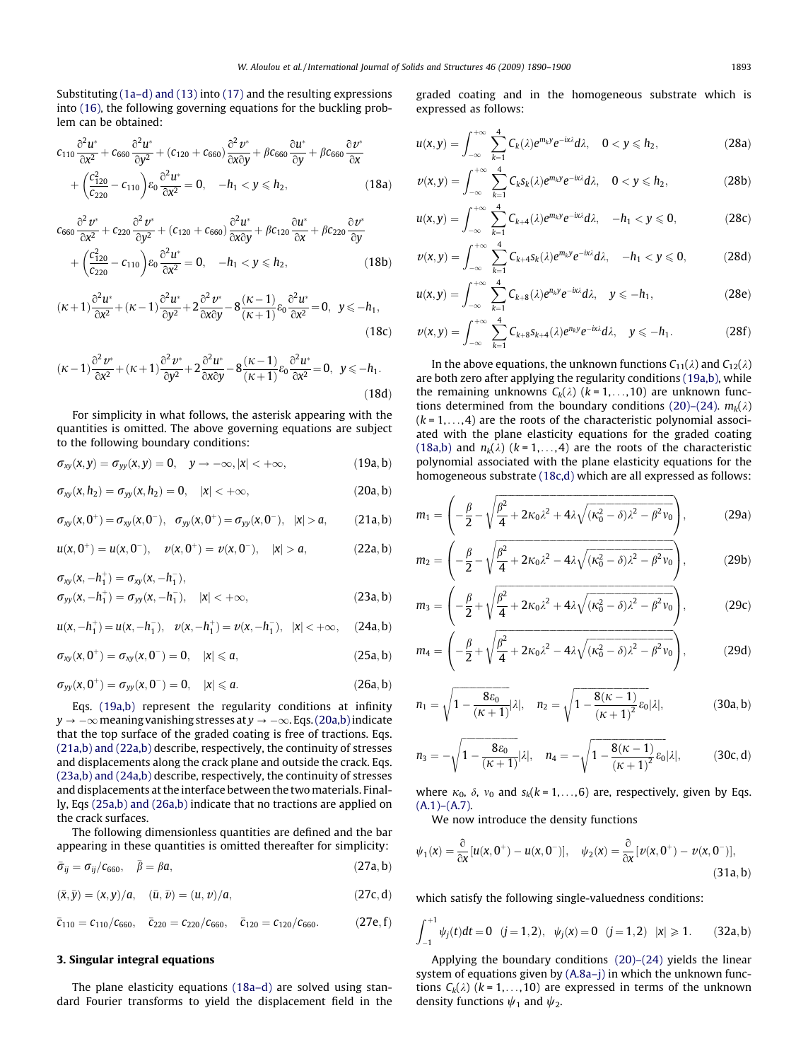Substituting (1a–d) and (13) into (17) and the resulting expressions into (16), the following governing equations for the buckling problem can be obtained:

$$c_{110}\frac{\partial^2 u^*}{\partial x^2} + c_{660}\frac{\partial^2 u^*}{\partial y^2} + (c_{120}+c_{660})\frac{\partial^2 v^*}{\partial x \partial y} + \beta c_{660}\frac{\partial u^*}{\partial y} + \beta c_{660}\frac{\partial v^*}{\partial x} + \left(\frac{c_{120}^2}{c_{220}} - c_{110}\right)\varepsilon_0 \frac{\partial^2 u^*}{\partial x^2} = 0, \quad -h_1 < y \leqslant h_2, \tag{18a}$$

$$c_{660}\frac{\partial^2 v^*}{\partial x^2} + c_{220}\frac{\partial^2 v^*}{\partial y^2} + (c_{120}+c_{660})\frac{\partial^2 u^*}{\partial x \partial y} + \beta c_{120}\frac{\partial u^*}{\partial x} + \beta c_{220}\frac{\partial v^*}{\partial y} + \left(\frac{c_{120}^2}{c_{220}} - c_{110}\right)\varepsilon_0 \frac{\partial^2 u^*}{\partial x^2} = 0, \quad -h_1 < y \leqslant h_2, \tag{18b}$$

$$(\kappa+1)\frac{\partial^2 u^*}{\partial x^2} + (\kappa-1)\frac{\partial^2 u^*}{\partial y^2} + 2\frac{\partial^2 v^*}{\partial x \partial y} - 8\frac{(\kappa-1)}{(\kappa+1)}\varepsilon_0\frac{\partial^2 u^*}{\partial x^2} = 0, \quad y \leqslant -h_1, \tag{18c}$$

$$(\kappa-1)\frac{\partial^2 v^*}{\partial x^2} + (\kappa+1)\frac{\partial^2 v^*}{\partial y^2} + 2\frac{\partial^2 u^*}{\partial x \partial y} - 8\frac{(\kappa-1)}{(\kappa+1)}\varepsilon_0\frac{\partial^2 u^*}{\partial x^2} = 0, \quad y \leqslant -h_1. \tag{18d}$$

For simplicity in what follows, the asterisk appearing with the quantities is omitted. The above governing equations are subject to the following boundary conditions:

$$\sigma_{xy}(x,y) = \sigma_{yy}(x,y) = 0, \quad y \to -\infty, |x| < +\infty, \tag{19a, b}$$

$$\sigma_{xy}(x,h_2) = \sigma_{yy}(x,h_2) = 0, \quad |x| < +\infty, \tag{20a, b}$$

$$\sigma_{xy}(x,0^+) = \sigma_{xy}(x,0^-), \quad \sigma_{yy}(x,0^+) = \sigma_{yy}(x,0^-), \quad |x| > a, \tag{21a, b}$$

$$u(x,0^+) = u(x,0^-), \quad v(x,0^+) = v(x,0^-), \quad |x| > a, \tag{22a, b}$$

$$\sigma_{xy}(x,-h_1^+) = \sigma_{xy}(x,-h_1^-), \quad \sigma_{yy}(x,-h_1^+) = \sigma_{yy}(x,-h_1^-), \quad |x| < +\infty, \tag{23a, b}$$

$$u(x,-h_1^+) = u(x,-h_1^-), \quad v(x,-h_1^+) = v(x,-h_1^-), \quad |x| < +\infty, \tag{24a, b}$$

$$\sigma_{xy}(x,0^+) = \sigma_{xy}(x,0^-) = 0, \quad |x| \leqslant a, \tag{25a, b}$$

$$\sigma_{yy}(x,0^+) = \sigma_{yy}(x,0^-) = 0, \quad |x| \leqslant a. \tag{26a, b}$$

Eqs. (19a,b) represent the regularity conditions at infinity $y \to -\infty$ meaning vanishing stresses at $y \to -\infty$. Eqs. (20a,b) indicate that the top surface of the graded coating is free of tractions. Eqs. (21a,b) and (22a,b) describe, respectively, the continuity of stresses and displacements along the crack plane and outside the crack. Eqs. (23a,b) and (24a,b) describe, respectively, the continuity of stresses and displacements at the interface between the two materials. Finally, Eqs (25a,b) and (26a,b) indicate that no tractions are applied on the crack surfaces.

The following dimensionless quantities are defined and the bar appearing in these quantities is omitted thereafter for simplicity:

$$\bar{\sigma}_{ij} = \sigma_{ij}/c_{660}, \quad \bar{\beta} = \beta a, \tag{27a, b}$$

$$(\bar{x},\bar{y}) = (x,y)/a, \quad (\bar{u},\bar{v}) = (u,v)/a, \tag{27c, d}$$

$$\bar{c}_{110} = c_{110}/c_{660}, \quad \bar{c}_{220} = c_{220}/c_{660}, \quad \bar{c}_{120} = c_{120}/c_{660}. \tag{27e, f}$$

## 3. Singular integral equations

The plane elasticity equations (18a–d) are solved using standard Fourier transforms to yield the displacement field in the graded coating and in the homogeneous substrate which is expressed as follows:

$$u(x,y) = \int_{-\infty}^{+\infty}\sum_{k=1}^{4} C_k(\lambda)e^{m_k y}e^{-ix\lambda}d\lambda, \quad 0 < y \leqslant h_2, \tag{28a}$$

$$v(x,y) = \int_{-\infty}^{+\infty}\sum_{k=1}^{4} C_k s_k(\lambda)e^{m_k y}e^{-ix\lambda}d\lambda, \quad 0 < y \leqslant h_2, \tag{28b}$$

$$u(x,y) = \int_{-\infty}^{+\infty}\sum_{k=1}^{4} C_{k+4}(\lambda)e^{m_k y}e^{-ix\lambda}d\lambda, \quad -h_1 < y \leqslant 0, \tag{28c}$$

$$v(x,y) = \int_{-\infty}^{+\infty}\sum_{k=1}^{4} C_{k+4} s_k(\lambda)e^{m_k y}e^{-ix\lambda}d\lambda, \quad -h_1 < y \leqslant 0, \tag{28d}$$

$$u(x,y) = \int_{-\infty}^{+\infty}\sum_{k=1}^{4} C_{k+8}(\lambda)e^{n_k y}e^{-ix\lambda}d\lambda, \quad y \leqslant -h_1, \tag{28e}$$

$$v(x,y) = \int_{-\infty}^{+\infty}\sum_{k=1}^{4} C_{k+8} s_{k+4}(\lambda)e^{n_k y}e^{-ix\lambda}d\lambda, \quad y \leqslant -h_1. \tag{28f}$$

In the above equations, the unknown functions $C_{11}(\lambda)$ and $C_{12}(\lambda)$ are both zero after applying the regularity conditions (19a,b), while the remaining unknowns $C_k(\lambda)$ $(k = 1,\ldots,10)$ are unknown functions determined from the boundary conditions (20)–(24). $m_k(\lambda)$ $(k = 1,\ldots,4)$ are the roots of the characteristic polynomial associated with the plane elasticity equations for the graded coating (18a,b) and $n_k(\lambda)$ $(k = 1,\ldots,4)$ are the roots of the characteristic polynomial associated with the plane elasticity equations for the homogeneous substrate (18c,d) which are all expressed as follows:

$$m_1 = \left(-\frac{\beta}{2} - \sqrt{\frac{\beta^2}{4} + 2\kappa_0\lambda^2 + 4\lambda\sqrt{(\kappa_0^2-\delta)\lambda^2 - \beta^2 v_0}}\right), \tag{29a}$$

$$m_2 = \left(-\frac{\beta}{2} - \sqrt{\frac{\beta^2}{4} + 2\kappa_0\lambda^2 - 4\lambda\sqrt{(\kappa_0^2-\delta)\lambda^2 - \beta^2 v_0}}\right), \tag{29b}$$

$$m_3 = \left(-\frac{\beta}{2} + \sqrt{\frac{\beta^2}{4} + 2\kappa_0\lambda^2 + 4\lambda\sqrt{(\kappa_0^2-\delta)\lambda^2 - \beta^2 v_0}}\right), \tag{29c}$$

$$m_4 = \left(-\frac{\beta}{2} + \sqrt{\frac{\beta^2}{4} + 2\kappa_0\lambda^2 - 4\lambda\sqrt{(\kappa_0^2-\delta)\lambda^2 - \beta^2 v_0}}\right), \tag{29d}$$

$$n_1 = \sqrt{1 - \frac{8\varepsilon_0}{(\kappa+1)}}|\lambda|, \quad n_2 = \sqrt{1 - \frac{8(\kappa-1)}{(\kappa+1)^2}\varepsilon_0}|\lambda|, \tag{30a, b}$$

$$n_3 = -\sqrt{1 - \frac{8\varepsilon_0}{(\kappa+1)}}|\lambda|, \quad n_4 = -\sqrt{1 - \frac{8(\kappa-1)}{(\kappa+1)^2}\varepsilon_0}|\lambda|, \tag{30c, d}$$

where $\kappa_0$, $\delta$, $v_0$ and $s_k (k = 1,\ldots,6)$ are, respectively, given by Eqs. (A.1)–(A.7).

We now introduce the density functions

$$\psi_1(x) = \frac{\partial}{\partial x}[u(x,0^+) - u(x,0^-)], \quad \psi_2(x) = \frac{\partial}{\partial x}[v(x,0^+) - v(x,0^-)], \tag{31a, b}$$

which satisfy the following single-valuedness conditions:

$$\int_{-1}^{+1}\psi_j(t)dt = 0 \quad (j = 1,2), \quad \psi_j(x) = 0 \quad (j = 1,2) \quad |x| \geqslant 1. \tag{32a, b}$$

Applying the boundary conditions (20)–(24) yields the linear system of equations given by (A.8a–j) in which the unknown functions $C_k(\lambda)$ $(k = 1,\ldots,10)$ are expressed in terms of the unknown density functions $\psi_1$ and $\psi_2$.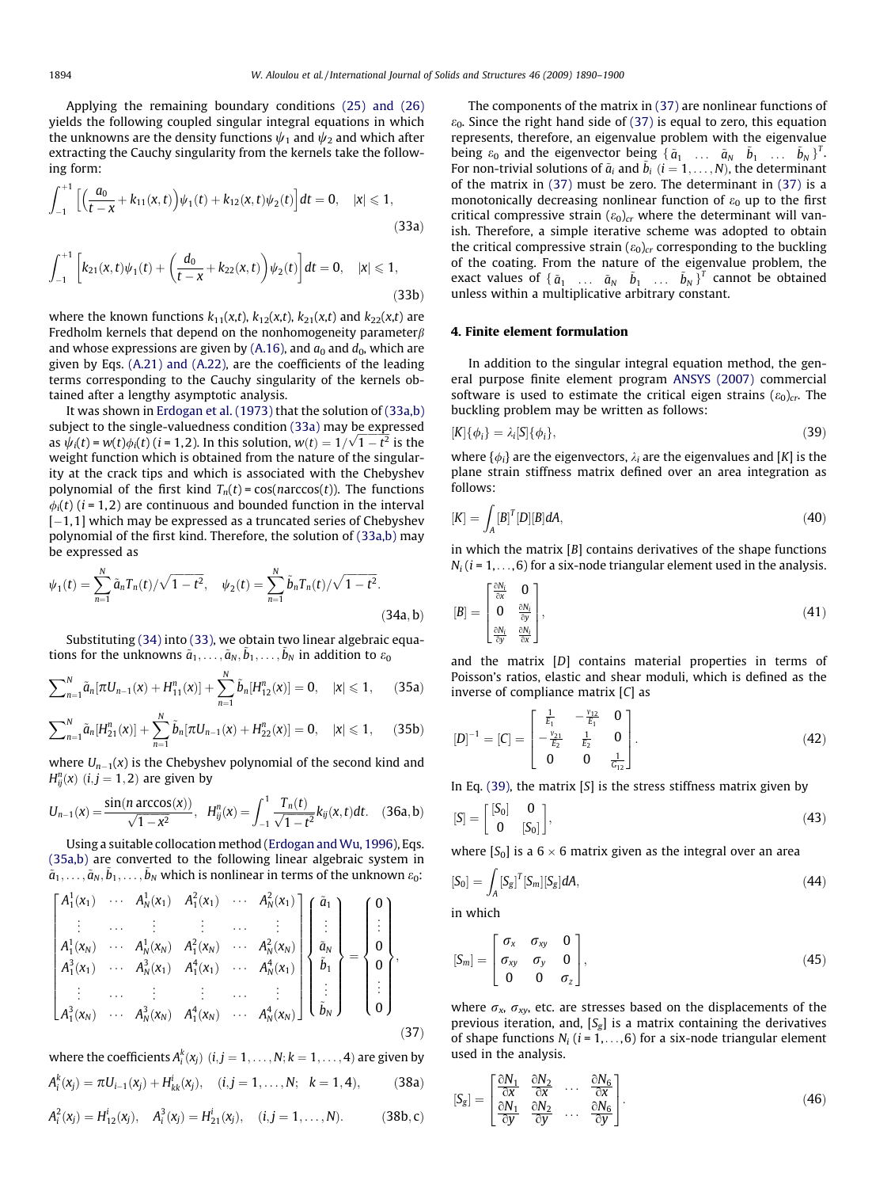Applying the remaining boundary conditions (25) and (26) yields the following coupled singular integral equations in which the unknowns are the density functions $\psi_1$ and $\psi_2$ and which after extracting the Cauchy singularity from the kernels take the following form:

$$\int_{-1}^{+1}\left[\left(\frac{a_0}{t-x}+k_{11}(x,t)\right)\psi_1(t)+k_{12}(x,t)\psi_2(t)\right]dt=0,\quad |x|\leqslant 1, \tag{33a}$$

$$\int_{-1}^{+1}\left[k_{21}(x,t)\psi_1(t)+\left(\frac{d_0}{t-x}+k_{22}(x,t)\right)\psi_2(t)\right]dt=0,\quad |x|\leqslant 1, \tag{33b}$$

where the known functions $k_{11}(x,t)$, $k_{12}(x,t)$, $k_{21}(x,t)$ and $k_{22}(x,t)$ are Fredholm kernels that depend on the nonhomogeneity parameter $\beta$ and whose expressions are given by (A.16), and $a_0$ and $d_0$, which are given by Eqs. (A.21) and (A.22), are the coefficients of the leading terms corresponding to the Cauchy singularity of the kernels obtained after a lengthy asymptotic analysis.

It was shown in Erdogan et al. (1973) that the solution of (33a,b) subject to the single-valuedness condition (33a) may be expressed as $\psi_i(t) = w(t)\phi_i(t)$ $(i = 1,2)$. In this solution, $w(t) = 1/\sqrt{1-t^2}$ is the weight function which is obtained from the nature of the singularity at the crack tips and which is associated with the Chebyshev polynomial of the first kind $T_n(t) = \cos(n\arccos(t))$. The functions $\phi_i(t)$ $(i = 1,2)$ are continuous and bounded function in the interval $[-1,1]$ which may be expressed as a truncated series of Chebyshev polynomial of the first kind. Therefore, the solution of (33a,b) may be expressed as

$$\psi_1(t)=\sum_{n=1}^{N}\tilde{a}_nT_n(t)/\sqrt{1-t^2},\quad \psi_2(t)=\sum_{n=1}^{N}\tilde{b}_nT_n(t)/\sqrt{1-t^2}. \tag{34a, b}$$

Substituting (34) into (33), we obtain two linear algebraic equations for the unknowns $\tilde{a}_1,\ldots,\tilde{a}_N,\tilde{b}_1,\ldots,\tilde{b}_N$ in addition to $\varepsilon_0$

$$\sum\nolimits_{n=1}^{N}\tilde{a}_n[\pi U_{n-1}(x)+H_{11}^n(x)]+\sum_{n=1}^{N}\tilde{b}_n[H_{12}^n(x)]=0,\quad |x|\leqslant 1, \tag{35a}$$

$$\sum\nolimits_{n=1}^{N}\tilde{a}_n[H_{21}^n(x)]+\sum_{n=1}^{N}\tilde{b}_n[\pi U_{n-1}(x)+H_{22}^n(x)]=0,\quad |x|\leqslant 1, \tag{35b}$$

where $U_{n-1}(x)$ is the Chebyshev polynomial of the second kind and $H_{ij}^n(x)$ $(i,j = 1,2)$ are given by

$$U_{n-1}(x)=\frac{\sin(n\arccos(x))}{\sqrt{1-x^2}},\quad H_{ij}^n(x)=\int_{-1}^{1}\frac{T_n(t)}{\sqrt{1-t^2}}k_{ij}(x,t)dt. \tag{36a, b}$$

Using a suitable collocation method (Erdogan and Wu, 1996), Eqs. (35a,b) are converted to the following linear algebraic system in $\tilde{a}_1,\ldots,\tilde{a}_N,\tilde{b}_1,\ldots,\tilde{b}_N$ which is nonlinear in terms of the unknown $\varepsilon_0$:

$$\begin{bmatrix} A_1^1(x_1) & \cdots & A_N^1(x_1) & A_1^2(x_1) & \cdots & A_N^2(x_1)\\ \vdots & \cdots & \vdots & \vdots & \cdots & \vdots\\ A_1^1(x_N) & \cdots & A_N^1(x_N) & A_1^2(x_N) & \cdots & A_N^2(x_N)\\ A_1^3(x_1) & \cdots & A_N^3(x_1) & A_1^4(x_1) & \cdots & A_N^4(x_1)\\ \vdots & \cdots & \vdots & \vdots & \cdots & \vdots\\ A_1^3(x_N) & \cdots & A_N^3(x_N) & A_1^4(x_N) & \cdots & A_N^4(x_N)\end{bmatrix}\begin{Bmatrix}\tilde{a}_1\\ \vdots\\ \tilde{a}_N\\ \tilde{b}_1\\ \vdots\\ \tilde{b}_N\end{Bmatrix}=\begin{Bmatrix}0\\ \vdots\\ 0\\ 0\\ \vdots\\ 0\end{Bmatrix}, \tag{37}$$

where the coefficients $A_i^k(x_j)$ $(i,j = 1,\ldots,N; k = 1,\ldots,4)$ are given by

$$A_i^k(x_j)=\pi U_{i-1}(x_j)+H_{kk}^i(x_j),\quad (i,j=1,\ldots,N;\quad k=1,4), \tag{38a}$$

$$A_i^2(x_j)=H_{12}^i(x_j),\quad A_i^3(x_j)=H_{21}^i(x_j),\quad (i,j=1,\ldots,N). \tag{38b, c}$$

The components of the matrix in (37) are nonlinear functions of $\varepsilon_0$. Since the right hand side of (37) is equal to zero, this equation represents, therefore, an eigenvalue problem with the eigenvalue being $\varepsilon_0$ and the eigenvector being $\{\tilde{a}_1 \;\; \ldots \;\; \tilde{a}_N \;\; \tilde{b}_1 \;\; \ldots \;\; \tilde{b}_N\}^T$. For non-trivial solutions of $\tilde{a}_i$ and $\tilde{b}_i$ $(i = 1,\ldots,N)$, the determinant of the matrix in (37) must be zero. The determinant in (37) is a monotonically decreasing nonlinear function of $\varepsilon_0$ up to the first critical compressive strain $(\varepsilon_0)_{cr}$ where the determinant will vanish. Therefore, a simple iterative scheme was adopted to obtain the critical compressive strain $(\varepsilon_0)_{cr}$ corresponding to the buckling of the coating. From the nature of the eigenvalue problem, the exact values of $\{\tilde{a}_1 \;\; \ldots \;\; \tilde{a}_N \;\; \tilde{b}_1 \;\; \ldots \;\; \tilde{b}_N\}^T$ cannot be obtained unless within a multiplicative arbitrary constant.

## 4. Finite element formulation

In addition to the singular integral equation method, the general purpose finite element program ANSYS (2007) commercial software is used to estimate the critical eigen strains $(\varepsilon_0)_{cr}$. The buckling problem may be written as follows:

$$[K]\{\phi_i\}=\lambda_i[S]\{\phi_i\}, \tag{39}$$

where $\{\phi_i\}$ are the eigenvectors, $\lambda_i$ are the eigenvalues and $[K]$ is the plane strain stiffness matrix defined over an area integration as follows:

$$[K]=\int_A [B]^T[D][B]dA, \tag{40}$$

in which the matrix $[B]$ contains derivatives of the shape functions $N_i$ $(i = 1,\ldots,6)$ for a six-node triangular element used in the analysis.

$$[B]=\begin{bmatrix}\frac{\partial N_i}{\partial x} & 0\\ 0 & \frac{\partial N_i}{\partial y}\\ \frac{\partial N_i}{\partial y} & \frac{\partial N_i}{\partial x}\end{bmatrix}, \tag{41}$$

and the matrix $[D]$ contains material properties in terms of Poisson's ratios, elastic and shear moduli, which is defined as the inverse of compliance matrix $[C]$ as

$$[D]^{-1}=[C]=\begin{bmatrix}\frac{1}{E_1} & -\frac{\nu_{12}}{E_1} & 0\\ -\frac{\nu_{21}}{E_2} & \frac{1}{E_2} & 0\\ 0 & 0 & \frac{1}{G_{12}}\end{bmatrix}. \tag{42}$$

In Eq. (39), the matrix $[S]$ is the stress stiffness matrix given by

$$[S]=\begin{bmatrix}[S_0] & 0\\ 0 & [S_0]\end{bmatrix}, \tag{43}$$

where $[S_0]$ is a $6\times 6$ matrix given as the integral over an area

$$[S_0]=\int_A [S_g]^T[S_m][S_g]dA, \tag{44}$$

in which

$$[S_m]=\begin{bmatrix}\sigma_x & \sigma_{xy} & 0\\ \sigma_{xy} & \sigma_y & 0\\ 0 & 0 & \sigma_z\end{bmatrix}, \tag{45}$$

where $\sigma_x$, $\sigma_{xy}$, etc. are stresses based on the displacements of the previous iteration, and, $[S_g]$ is a matrix containing the derivatives of shape functions $N_i$ $(i = 1,\ldots,6)$ for a six-node triangular element used in the analysis.

$$[S_g]=\begin{bmatrix}\frac{\partial N_1}{\partial x} & \frac{\partial N_2}{\partial x} & \cdots & \frac{\partial N_6}{\partial x}\\ \frac{\partial N_1}{\partial y} & \frac{\partial N_2}{\partial y} & \cdots & \frac{\partial N_6}{\partial y}\end{bmatrix}. \tag{46}$$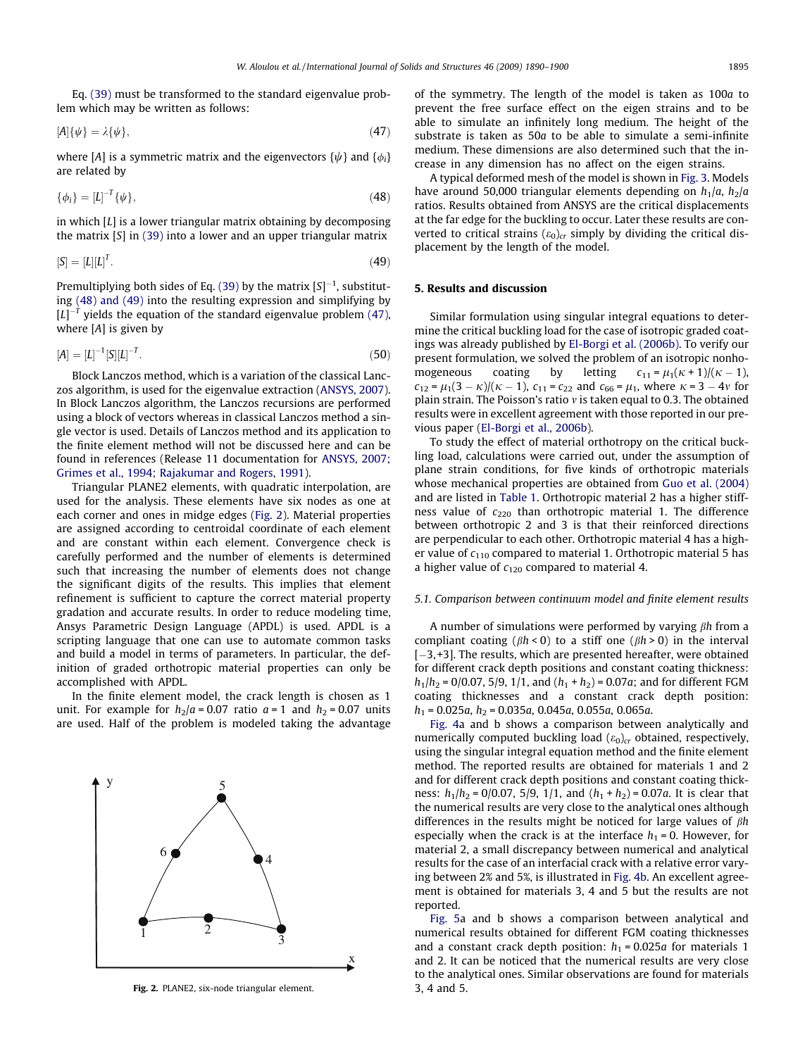Eq. (39) must be transformed to the standard eigenvalue problem which may be written as follows:

$$[A]\{\psi\} = \lambda\{\psi\}, \tag{47}$$

where $[A]$ is a symmetric matrix and the eigenvectors $\{\psi\}$ and $\{\phi_i\}$ are related by

$$\{\phi_i\} = [L]^{-T}\{\psi\}, \tag{48}$$

in which $[L]$ is a lower triangular matrix obtaining by decomposing the matrix $[S]$ in (39) into a lower and an upper triangular matrix

$$[S] = [L][L]^T. \tag{49}$$

Premultiplying both sides of Eq. (39) by the matrix $[S]^{-1}$, substituting (48) and (49) into the resulting expression and simplifying by $[L]^{-T}$ yields the equation of the standard eigenvalue problem (47), where $[A]$ is given by

$$[A] = [L]^{-1}[S][L]^{-T}. \tag{50}$$

Block Lanczos method, which is a variation of the classical Lanczos algorithm, is used for the eigenvalue extraction (ANSYS, 2007). In Block Lanczos algorithm, the Lanczos recursions are performed using a block of vectors whereas in classical Lanczos method a single vector is used. Details of Lanczos method and its application to the finite element method will not be discussed here and can be found in references (Release 11 documentation for ANSYS, 2007; Grimes et al., 1994; Rajakumar and Rogers, 1991).

Triangular PLANE2 elements, with quadratic interpolation, are used for the analysis. These elements have six nodes as one at each corner and ones in midge edges (Fig. 2). Material properties are assigned according to centroidal coordinate of each element and are constant within each element. Convergence check is carefully performed and the number of elements is determined such that increasing the number of elements does not change the significant digits of the results. This implies that element refinement is sufficient to capture the correct material property gradation and accurate results. In order to reduce modeling time, Ansys Parametric Design Language (APDL) is used. APDL is a scripting language that one can use to automate common tasks and build a model in terms of parameters. In particular, the definition of graded orthotropic material properties can only be accomplished with APDL.

In the finite element model, the crack length is chosen as 1 unit. For example for $h_2/a = 0.07$ ratio $a = 1$ and $h_2 = 0.07$ units are used. Half of the problem is modeled taking the advantage of the symmetry. The length of the model is taken as $100a$ to prevent the free surface effect on the eigen strains and to be able to simulate an infinitely long medium. The height of the substrate is taken as $50a$ to be able to simulate a semi-infinite medium. These dimensions are also determined such that the increase in any dimension has no affect on the eigen strains.

A typical deformed mesh of the model is shown in Fig. 3. Models have around 50,000 triangular elements depending on $h_1/a$, $h_2/a$ ratios. Results obtained from ANSYS are the critical displacements at the far edge for the buckling to occur. Later these results are converted to critical strains $(\varepsilon_0)_{cr}$ simply by dividing the critical displacement by the length of the model.

Fig. 2. PLANE2, six-node triangular element.

## 5. Results and discussion

Similar formulation using singular integral equations to determine the critical buckling load for the case of isotropic graded coatings was already published by El-Borgi et al. (2006b). To verify our present formulation, we solved the problem of an isotropic nonhomogeneous coating by letting $c_{11} = \mu_1(\kappa + 1)/(\kappa - 1)$, $c_{12} = \mu_1(3 - \kappa)/(\kappa - 1)$, $c_{11} = c_{22}$ and $c_{66} = \mu_1$, where $\kappa = 3 - 4\nu$ for plain strain. The Poisson's ratio $\nu$ is taken equal to 0.3. The obtained results were in excellent agreement with those reported in our previous paper (El-Borgi et al., 2006b).

To study the effect of material orthotropy on the critical buckling load, calculations were carried out, under the assumption of plane strain conditions, for five kinds of orthotropic materials whose mechanical properties are obtained from Guo et al. (2004) and are listed in Table 1. Orthotropic material 2 has a higher stiffness value of $c_{220}$ than orthotropic material 1. The difference between orthotropic 2 and 3 is that their reinforced directions are perpendicular to each other. Orthotropic material 4 has a higher value of $c_{110}$ compared to material 1. Orthotropic material 5 has a higher value of $c_{120}$ compared to material 4.

### 5.1. Comparison between continuum model and finite element results

A number of simulations were performed by varying $\beta h$ from a compliant coating ($\beta h < 0$) to a stiff one ($\beta h > 0$) in the interval $[-3, +3]$. The results, which are presented hereafter, were obtained for different crack depth positions and constant coating thickness: $h_1/h_2 = 0/0.07$, $5/9$, $1/1$, and $(h_1 + h_2) = 0.07a$; and for different FGM coating thicknesses and a constant crack depth position: $h_1 = 0.025a$, $h_2 = 0.035a$, $0.045a$, $0.055a$, $0.065a$.

Fig. 4a and b shows a comparison between analytically and numerically computed buckling load $(\varepsilon_0)_{cr}$ obtained, respectively, using the singular integral equation method and the finite element method. The reported results are obtained for materials 1 and 2 and for different crack depth positions and constant coating thickness: $h_1/h_2 = 0/0.07$, $5/9$, $1/1$, and $(h_1 + h_2) = 0.07a$. It is clear that the numerical results are very close to the analytical ones although differences in the results might be noticed for large values of $\beta h$ especially when the crack is at the interface $h_1 = 0$. However, for material 2, a small discrepancy between numerical and analytical results for the case of an interfacial crack with a relative error varying between 2% and 5%, is illustrated in Fig. 4b. An excellent agreement is obtained for materials 3, 4 and 5 but the results are not reported.

Fig. 5a and b shows a comparison between analytical and numerical results obtained for different FGM coating thicknesses and a constant crack depth position: $h_1 = 0.025a$ for materials 1 and 2. It can be noticed that the numerical results are very close to the analytical ones. Similar observations are found for materials 3, 4 and 5.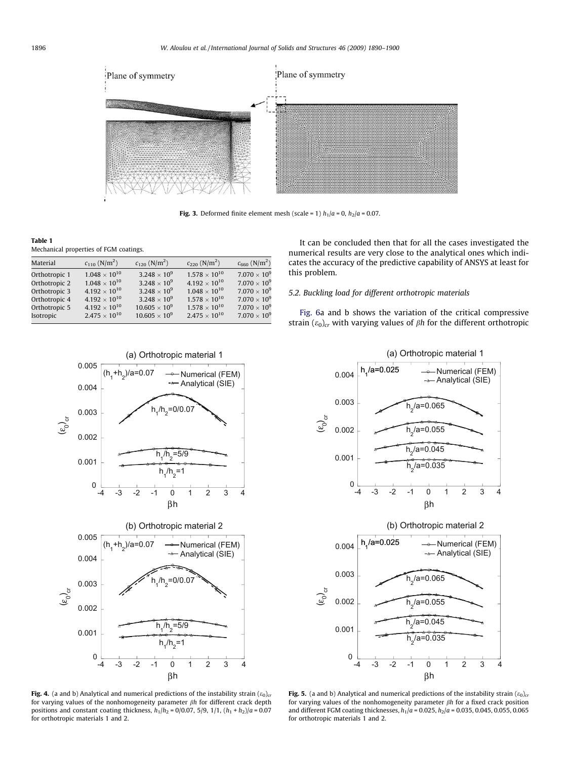Fig. 3. Deformed finite element mesh (scale = 1) $h_1/a = 0$, $h_2/a = 0.07$.

**Table 1**
Mechanical properties of FGM coatings.

| Material | $c_{110}$ (N/m$^2$) | $c_{120}$ (N/m$^2$) | $c_{220}$ (N/m$^2$) | $c_{660}$ (N/m$^2$) |
|---|---|---|---|---|
| Orthotropic 1 | $1.048 \times 10^{10}$ | $3.248 \times 10^{9}$ | $1.578 \times 10^{10}$ | $7.070 \times 10^{9}$ |
| Orthotropic 2 | $1.048 \times 10^{10}$ | $3.248 \times 10^{9}$ | $4.192 \times 10^{10}$ | $7.070 \times 10^{9}$ |
| Orthotropic 3 | $4.192 \times 10^{10}$ | $3.248 \times 10^{9}$ | $1.048 \times 10^{10}$ | $7.070 \times 10^{9}$ |
| Orthotropic 4 | $4.192 \times 10^{10}$ | $3.248 \times 10^{9}$ | $1.578 \times 10^{10}$ | $7.070 \times 10^{9}$ |
| Orthotropic 5 | $4.192 \times 10^{10}$ | $10.605 \times 10^{9}$ | $1.578 \times 10^{10}$ | $7.070 \times 10^{9}$ |
| Isotropic | $2.475 \times 10^{10}$ | $10.605 \times 10^{9}$ | $2.475 \times 10^{10}$ | $7.070 \times 10^{9}$ |

It can be concluded then that for all the cases investigated the numerical results are very close to the analytical ones which indicates the accuracy of the predictive capability of ANSYS at least for this problem.

### 5.2. Buckling load for different orthotropic materials

Fig. 6a and b shows the variation of the critical compressive strain $(\varepsilon_0)_{cr}$ with varying values of $\beta h$ for the different orthotropic

Fig. 4. (a and b) Analytical and numerical predictions of the instability strain $(\varepsilon_0)_{cr}$ for varying values of the nonhomogeneity parameter $\beta h$ for different crack depth positions and constant coating thickness, $h_1/h_2 = 0/0.07$, 5/9, 1/1, $(h_1 + h_2)/a = 0.07$ for orthotropic materials 1 and 2.

Fig. 5. (a and b) Analytical and numerical predictions of the instability strain $(\varepsilon_0)_{cr}$ for varying values of the nonhomogeneity parameter $\beta h$ for a fixed crack position and different FGM coating thicknesses, $h_1/a = 0.025$, $h_2/a = 0.035$, 0.045, 0.055, 0.065 for orthotropic materials 1 and 2.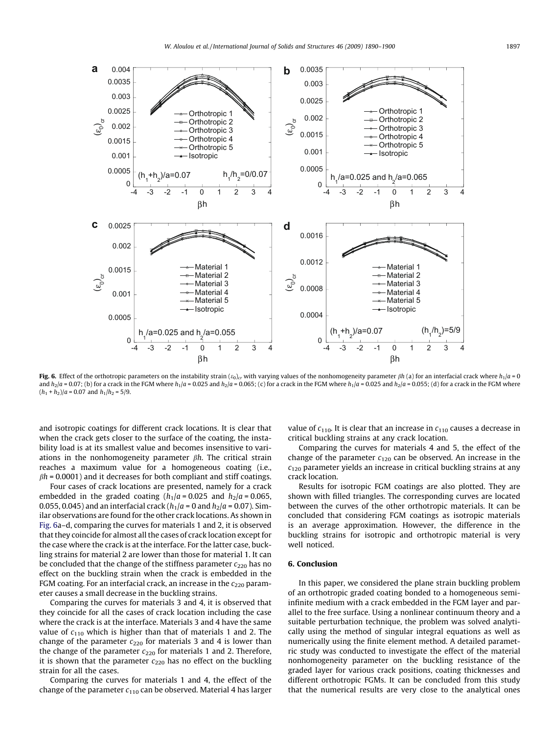**Fig. 6.** Effect of the orthotropic parameters on the instability strain $(\varepsilon_0)_{cr}$ with varying values of the nonhomogeneity parameter $\beta h$ (a) for an interfacial crack where $h_1/a = 0$ and $h_2/a = 0.07$; (b) for a crack in the FGM where $h_1/a = 0.025$ and $h_2/a = 0.065$; (c) for a crack in the FGM where $h_1/a = 0.025$ and $h_2/a = 0.055$; (d) for a crack in the FGM where $(h_1 + h_2)/a = 0.07$ and $h_1/h_2 = 5/9$.

and isotropic coatings for different crack locations. It is clear that when the crack gets closer to the surface of the coating, the instability load is at its smallest value and becomes insensitive to variations in the nonhomogeneity parameter $\beta h$. The critical strain reaches a maximum value for a homogeneous coating (i.e., $\beta h = 0.0001$) and it decreases for both compliant and stiff coatings.

Four cases of crack locations are presented, namely for a crack embedded in the graded coating ($h_1/a = 0.025$ and $h_2/a = 0.065$, 0.055, 0.045) and an interfacial crack ($h_1/a = 0$ and $h_2/a = 0.07$). Similar observations are found for the other crack locations. As shown in Fig. 6a–d, comparing the curves for materials 1 and 2, it is observed that they coincide for almost all the cases of crack location except for the case where the crack is at the interface. For the latter case, buckling strains for material 2 are lower than those for material 1. It can be concluded that the change of the stiffness parameter $c_{220}$ has no effect on the buckling strain when the crack is embedded in the FGM coating. For an interfacial crack, an increase in the $c_{220}$ parameter causes a small decrease in the buckling strains.

Comparing the curves for materials 3 and 4, it is observed that they coincide for all the cases of crack location including the case where the crack is at the interface. Materials 3 and 4 have the same value of $c_{110}$ which is higher than that of materials 1 and 2. The change of the parameter $c_{220}$ for materials 3 and 4 is lower than the change of the parameter $c_{220}$ for materials 1 and 2. Therefore, it is shown that the parameter $c_{220}$ has no effect on the buckling strain for all the cases.

Comparing the curves for materials 1 and 4, the effect of the change of the parameter $c_{110}$ can be observed. Material 4 has larger value of $c_{110}$. It is clear that an increase in $c_{110}$ causes a decrease in critical buckling strains at any crack location.

Comparing the curves for materials 4 and 5, the effect of the change of the parameter $c_{120}$ can be observed. An increase in the $c_{120}$ parameter yields an increase in critical buckling strains at any crack location.

Results for isotropic FGM coatings are also plotted. They are shown with filled triangles. The corresponding curves are located between the curves of the other orthotropic materials. It can be concluded that considering FGM coatings as isotropic materials is an average approximation. However, the difference in the buckling strains for isotropic and orthotropic material is very well noticed.

## 6. Conclusion

In this paper, we considered the plane strain buckling problem of an orthotropic graded coating bonded to a homogeneous semi-infinite medium with a crack embedded in the FGM layer and parallel to the free surface. Using a nonlinear continuum theory and a suitable perturbation technique, the problem was solved analytically using the method of singular integral equations as well as numerically using the finite element method. A detailed parametric study was conducted to investigate the effect of the material nonhomogeneity parameter on the buckling resistance of the graded layer for various crack positions, coating thicknesses and different orthotropic FGMs. It can be concluded from this study that the numerical results are very close to the analytical ones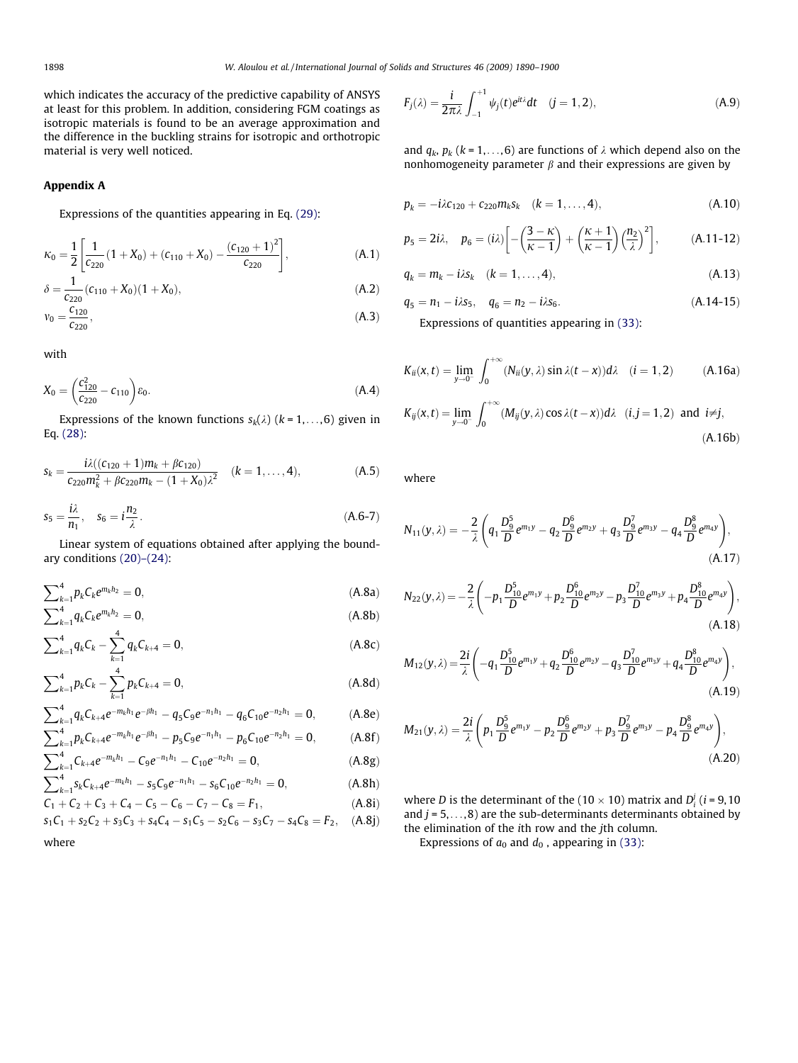which indicates the accuracy of the predictive capability of ANSYS at least for this problem. In addition, considering FGM coatings as isotropic materials is found to be an average approximation and the difference in the buckling strains for isotropic and orthotropic material is very well noticed.

## Appendix A

Expressions of the quantities appearing in Eq. (29):

$$\kappa_0 = \frac{1}{2}\left[\frac{1}{c_{220}}(1+X_0) + (c_{110}+X_0) - \frac{(c_{120}+1)^2}{c_{220}}\right], \tag{A.1}$$

$$\delta = \frac{1}{c_{220}}(c_{110}+X_0)(1+X_0), \tag{A.2}$$

$$v_0 = \frac{c_{120}}{c_{220}}, \tag{A.3}$$

with

$$X_0 = \left(\frac{c_{120}^2}{c_{220}} - c_{110}\right)\varepsilon_0. \tag{A.4}$$

Expressions of the known functions $s_k(\lambda)$ $(k=1,\ldots,6)$ given in Eq. (28):

$$s_k = \frac{i\lambda((c_{120}+1)m_k + \beta c_{120})}{c_{220}m_k^2 + \beta c_{220}m_k - (1+X_0)\lambda^2} \quad (k=1,\ldots,4), \tag{A.5}$$

$$s_5 = \frac{i\lambda}{n_1}, \quad s_6 = i\frac{n_2}{\lambda}. \tag{A.6-7}$$

Linear system of equations obtained after applying the boundary conditions (20)–(24):

$$\sum\nolimits_{k=1}^{4} p_k C_k e^{m_k h_2} = 0, \tag{A.8a}$$

$$\sum\nolimits_{k=1}^{4} q_k C_k e^{m_k h_2} = 0, \tag{A.8b}$$

$$\sum\nolimits_{k=1}^{4} q_k C_k - \sum_{k=1}^{4} q_k C_{k+4} = 0, \tag{A.8c}$$

$$\sum\nolimits_{k=1}^{4} p_k C_k - \sum_{k=1}^{4} p_k C_{k+4} = 0, \tag{A.8d}$$

$$\sum\nolimits_{k=1}^{4} q_k C_{k+4} e^{-m_k h_1} e^{-\beta h_1} - q_5 C_9 e^{-n_1 h_1} - q_6 C_{10} e^{-n_2 h_1} = 0, \tag{A.8e}$$

$$\sum\nolimits_{k=1}^{4} p_k C_{k+4} e^{-m_k h_1} e^{-\beta h_1} - p_5 C_9 e^{-n_1 h_1} - p_6 C_{10} e^{-n_2 h_1} = 0, \tag{A.8f}$$

$$\sum\nolimits_{k=1}^{4} C_{k+4} e^{-m_k h_1} - C_9 e^{-n_1 h_1} - C_{10} e^{-n_2 h_1} = 0, \tag{A.8g}$$

$$\sum\nolimits_{k=1}^{4} s_k C_{k+4} e^{-m_k h_1} - s_5 C_9 e^{-n_1 h_1} - s_6 C_{10} e^{-n_2 h_1} = 0, \tag{A.8h}$$

$$C_1 + C_2 + C_3 + C_4 - C_5 - C_6 - C_7 - C_8 = F_1, \tag{A.8i}$$

$$s_1C_1 + s_2C_2 + s_3C_3 + s_4C_4 - s_1C_5 - s_2C_6 - s_3C_7 - s_4C_8 = F_2, \tag{A.8j}$$

where

$$F_j(\lambda) = \frac{i}{2\pi\lambda}\int_{-1}^{+1} \psi_j(t) e^{it\lambda} dt \quad (j=1,2), \tag{A.9}$$

and $q_k$, $p_k$ $(k=1,\ldots,6)$ are functions of $\lambda$ which depend also on the nonhomogeneity parameter $\beta$ and their expressions are given by

$$p_k = -i\lambda c_{120} + c_{220} m_k s_k \quad (k=1,\ldots,4), \tag{A.10}$$

$$p_5 = 2i\lambda, \quad p_6 = (i\lambda)\left[-\left(\frac{3-\kappa}{\kappa-1}\right) + \left(\frac{\kappa+1}{\kappa-1}\right)\left(\frac{n_2}{\lambda}\right)^2\right], \tag{A.11-12}$$

$$q_k = m_k - i\lambda s_k \quad (k=1,\ldots,4), \tag{A.13}$$

$$q_5 = n_1 - i\lambda s_5, \quad q_6 = n_2 - i\lambda s_6. \tag{A.14-15}$$

Expressions of quantities appearing in (33):

$$K_{ii}(x,t) = \lim_{y\to 0^-}\int_0^{+\infty} (N_{ii}(y,\lambda)\sin\lambda(t-x))d\lambda \quad (i=1,2) \tag{A.16a}$$

$$K_{ij}(x,t) = \lim_{y\to 0^-}\int_0^{+\infty} (M_{ij}(y,\lambda)\cos\lambda(t-x))d\lambda \quad (i,j=1,2) \text{ and } i\neq j, \tag{A.16b}$$

where

$$N_{11}(y,\lambda) = -\frac{2}{\lambda}\left(q_1\frac{D_9^5}{D}e^{m_1 y} - q_2\frac{D_9^6}{D}e^{m_2 y} + q_3\frac{D_9^7}{D}e^{m_3 y} - q_4\frac{D_9^8}{D}e^{m_4 y}\right), \tag{A.17}$$

$$N_{22}(y,\lambda) = -\frac{2}{\lambda}\left(-p_1\frac{D_{10}^5}{D}e^{m_1 y} + p_2\frac{D_{10}^6}{D}e^{m_2 y} - p_3\frac{D_{10}^7}{D}e^{m_3 y} + p_4\frac{D_{10}^8}{D}e^{m_4 y}\right), \tag{A.18}$$

$$M_{12}(y,\lambda) = \frac{2i}{\lambda}\left(-q_1\frac{D_{10}^5}{D}e^{m_1 y} + q_2\frac{D_{10}^6}{D}e^{m_2 y} - q_3\frac{D_{10}^7}{D}e^{m_3 y} + q_4\frac{D_{10}^8}{D}e^{m_4 y}\right), \tag{A.19}$$

$$M_{21}(y,\lambda) = \frac{2i}{\lambda}\left(p_1\frac{D_9^5}{D}e^{m_1 y} - p_2\frac{D_9^6}{D}e^{m_2 y} + p_3\frac{D_9^7}{D}e^{m_3 y} - p_4\frac{D_9^8}{D}e^{m_4 y}\right), \tag{A.20}$$

where $D$ is the determinant of the $(10\times 10)$ matrix and $D_i^j$ $(i=9,10$ and $j=5,\ldots,8)$ are the sub-determinants determinants obtained by the elimination of the $i$th row and the $j$th column.

Expressions of $a_0$ and $d_0$ , appearing in (33):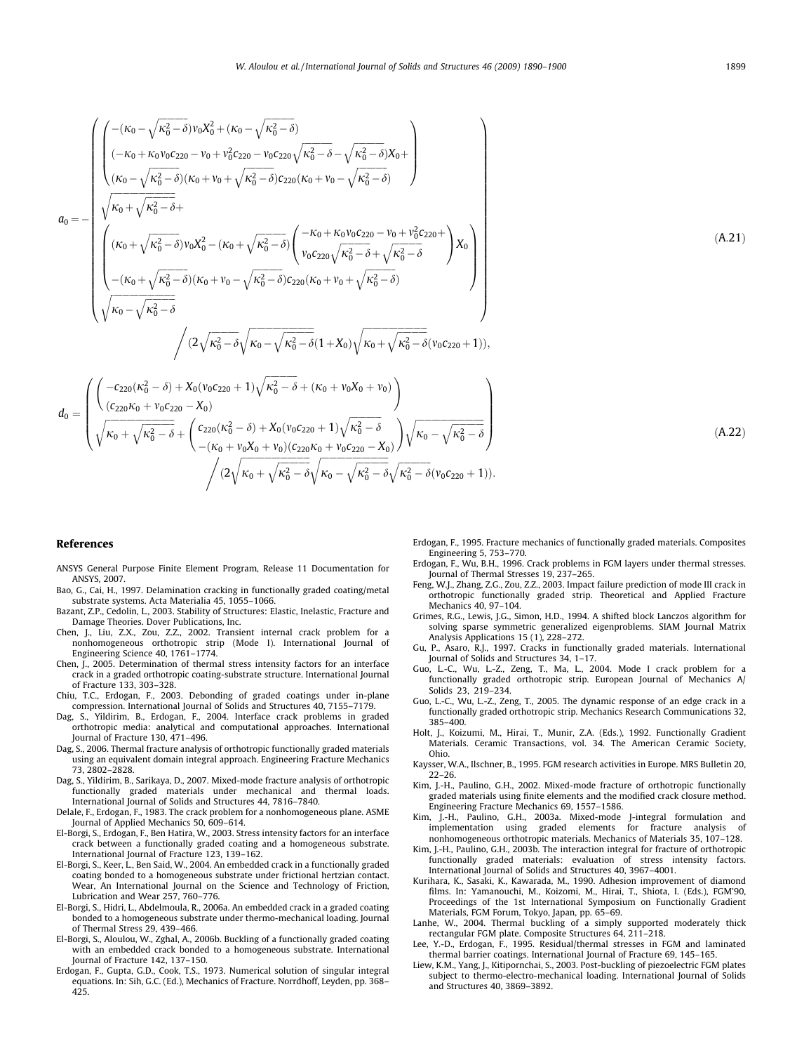$$
a_0 = -\left( \begin{array}{l} \left( \begin{array}{l} -(\kappa_0 - \sqrt{\kappa_0^2 - \delta}) v_0 X_0^2 + (\kappa_0 - \sqrt{\kappa_0^2 - \delta}) \\ (-\kappa_0 + \kappa_0 v_0 c_{220} - v_0 + v_0^2 c_{220} - v_0 c_{220} \sqrt{\kappa_0^2 - \delta} - \sqrt{\kappa_0^2 - \delta}) X_0 + \\ (\kappa_0 - \sqrt{\kappa_0^2 - \delta})(\kappa_0 + v_0 + \sqrt{\kappa_0^2 - \delta}) c_{220} (\kappa_0 + v_0 - \sqrt{\kappa_0^2 - \delta}) \end{array} \right) \\ \sqrt{\kappa_0 + \sqrt{\kappa_0^2 - \delta}} + \\ \left( \begin{array}{l} (\kappa_0 + \sqrt{\kappa_0^2 - \delta}) v_0 X_0^2 - (\kappa_0 + \sqrt{\kappa_0^2 - \delta}) \left( \begin{array}{l} -\kappa_0 + \kappa_0 v_0 c_{220} - v_0 + v_0^2 c_{220} + \\ v_0 c_{220} \sqrt{\kappa_0^2 - \delta} + \sqrt{\kappa_0^2 - \delta} \end{array} \right) X_0 \\ -(\kappa_0 + \sqrt{\kappa_0^2 - \delta})(\kappa_0 + v_0 - \sqrt{\kappa_0^2 - \delta}) c_{220} (\kappa_0 + v_0 + \sqrt{\kappa_0^2 - \delta}) \end{array} \right) \\ \sqrt{\kappa_0 - \sqrt{\kappa_0^2 - \delta}} \end{array} \right) \Bigg/ \left( 2\sqrt{\kappa_0^2 - \delta} \sqrt{\kappa_0 - \sqrt{\kappa_0^2 - \delta}} (1 + X_0) \sqrt{\kappa_0 + \sqrt{\kappa_0^2 - \delta}} (v_0 c_{220} + 1) \right), \tag{A.21}
$$

$$
d_0 = \left( \begin{array}{l} \left( \begin{array}{l} -c_{220}(\kappa_0^2 - \delta) + X_0 (v_0 c_{220} + 1) \sqrt{\kappa_0^2 - \delta} + (\kappa_0 + v_0 X_0 + v_0) \\ (c_{220} \kappa_0 + v_0 c_{220} - X_0) \end{array} \right) \\ \sqrt{\kappa_0 + \sqrt{\kappa_0^2 - \delta}} + \left( \begin{array}{l} c_{220}(\kappa_0^2 - \delta) + X_0 (v_0 c_{220} + 1) \sqrt{\kappa_0^2 - \delta} \\ -(\kappa_0 + v_0 X_0 + v_0)(c_{220} \kappa_0 + v_0 c_{220} - X_0) \end{array} \right) \sqrt{\kappa_0 - \sqrt{\kappa_0^2 - \delta}} \end{array} \right) \Bigg/ \left( 2\sqrt{\kappa_0 + \sqrt{\kappa_0^2 - \delta}} \sqrt{\kappa_0 - \sqrt{\kappa_0^2 - \delta}} \sqrt{\kappa_0^2 - \delta} (v_0 c_{220} + 1) \right). \tag{A.22}
$$

## References

ANSYS General Purpose Finite Element Program, Release 11 Documentation for ANSYS, 2007.

Bao, G., Cai, H., 1997. Delamination cracking in functionally graded coating/metal substrate systems. Acta Materialia 45, 1055–1066.

Bazant, Z.P., Cedolin, L., 2003. Stability of Structures: Elastic, Inelastic, Fracture and Damage Theories. Dover Publications, Inc.

Chen, J., Liu, Z.X., Zou, Z.Z., 2002. Transient internal crack problem for a nonhomogeneous orthotropic strip (Mode I). International Journal of Engineering Science 40, 1761–1774.

Chen, J., 2005. Determination of thermal stress intensity factors for an interface crack in a graded orthotropic coating-substrate structure. International Journal of Fracture 133, 303–328.

Chiu, T.C., Erdogan, F., 2003. Debonding of graded coatings under in-plane compression. International Journal of Solids and Structures 40, 7155–7179.

Dag, S., Yildirim, B., Erdogan, F., 2004. Interface crack problems in graded orthotropic media: analytical and computational approaches. International Journal of Fracture 130, 471–496.

Dag, S., 2006. Thermal fracture analysis of orthotropic functionally graded materials using an equivalent domain integral approach. Engineering Fracture Mechanics 73, 2802–2828.

Dag, S., Yildirim, B., Sarikaya, D., 2007. Mixed-mode fracture analysis of orthotropic functionally graded materials under mechanical and thermal loads. International Journal of Solids and Structures 44, 7816–7840.

Delale, F., Erdogan, F., 1983. The crack problem for a nonhomogeneous plane. ASME Journal of Applied Mechanics 50, 609–614.

El-Borgi, S., Erdogan, F., Ben Hatira, W., 2003. Stress intensity factors for an interface crack between a functionally graded coating and a homogeneous substrate. International Journal of Fracture 123, 139–162.

El-Borgi, S., Keer, L., Ben Said, W., 2004. An embedded crack in a functionally graded coating bonded to a homogeneous substrate under frictional hertzian contact. Wear, An International Journal on the Science and Technology of Friction, Lubrication and Wear 257, 760–776.

El-Borgi, S., Hidri, L., Abdelmoula, R., 2006a. An embedded crack in a graded coating bonded to a homogeneous substrate under thermo-mechanical loading. Journal of Thermal Stress 29, 439–466.

El-Borgi, S., Aloulou, W., Zghal, A., 2006b. Buckling of a functionally graded coating with an embedded crack bonded to a homogeneous substrate. International Journal of Fracture 142, 137–150.

Erdogan, F., Gupta, G.D., Cook, T.S., 1973. Numerical solution of singular integral equations. In: Sih, G.C. (Ed.), Mechanics of Fracture. Norrdhoff, Leyden, pp. 368–425.

Erdogan, F., 1995. Fracture mechanics of functionally graded materials. Composites Engineering 5, 753–770.

Erdogan, F., Wu, B.H., 1996. Crack problems in FGM layers under thermal stresses. Journal of Thermal Stresses 19, 237–265.

Feng, W.J., Zhang, Z.G., Zou, Z.Z., 2003. Impact failure prediction of mode III crack in orthotropic functionally graded strip. Theoretical and Applied Fracture Mechanics 40, 97–104.

Grimes, R.G., Lewis, J.G., Simon, H.D., 1994. A shifted block Lanczos algorithm for solving sparse symmetric generalized eigenproblems. SIAM Journal Matrix Analysis Applications 15 (1), 228–272.

Gu, P., Asaro, R.J., 1997. Cracks in functionally graded materials. International Journal of Solids and Structures 34, 1–17.

Guo, L.-C., Wu, L.-Z., Zeng, T., Ma, L., 2004. Mode I crack problem for a functionally graded orthotropic strip. European Journal of Mechanics A/Solids 23, 219–234.

Guo, L.-C., Wu, L.-Z., Zeng, T., 2005. The dynamic response of an edge crack in a functionally graded orthotropic strip. Mechanics Research Communications 32, 385–400.

Holt, J., Koizumi, M., Hirai, T., Munir, Z.A. (Eds.), 1992. Functionally Gradient Materials. Ceramic Transactions, vol. 34. The American Ceramic Society, Ohio.

Kaysser, W.A., Ilschner, B., 1995. FGM research activities in Europe. MRS Bulletin 20, 22–26.

Kim, J.-H., Paulino, G.H., 2002. Mixed-mode fracture of orthotropic functionally graded materials using finite elements and the modified crack closure method. Engineering Fracture Mechanics 69, 1557–1586.

Kim, J.-H., Paulino, G.H., 2003a. Mixed-mode J-integral formulation and implementation using graded elements for fracture analysis of nonhomogeneous orthotropic materials. Mechanics of Materials 35, 107–128.

Kim, J.-H., Paulino, G.H., 2003b. The interaction integral for fracture of orthotropic functionally graded materials: evaluation of stress intensity factors. International Journal of Solids and Structures 40, 3967–4001.

Kurihara, K., Sasaki, K., Kawarada, M., 1990. Adhesion improvement of diamond films. In: Yamanouchi, M., Koizomi, M., Hirai, T., Shiota, I. (Eds.), FGM'90, Proceedings of the 1st International Symposium on Functionally Gradient Materials, FGM Forum, Tokyo, Japan, pp. 65–69.

Lanhe, W., 2004. Thermal buckling of a simply supported moderately thick rectangular FGM plate. Composite Structures 64, 211–218.

Lee, Y.-D., Erdogan, F., 1995. Residual/thermal stresses in FGM and laminated thermal barrier coatings. International Journal of Fracture 69, 145–165.

Liew, K.M., Yang, J., Kitipornchai, S., 2003. Post-buckling of piezoelectric FGM plates subject to thermo-electro-mechanical loading. International Journal of Solids and Structures 40, 3869–3892.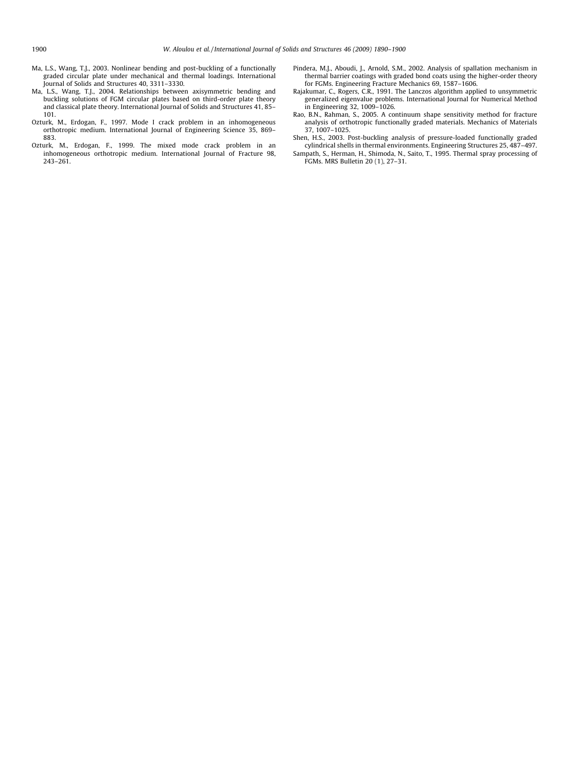Ma, L.S., Wang, T.J., 2003. Nonlinear bending and post-buckling of a functionally graded circular plate under mechanical and thermal loadings. International Journal of Solids and Structures 40, 3311–3330.

Ma, L.S., Wang, T.J., 2004. Relationships between axisymmetric bending and buckling solutions of FGM circular plates based on third-order plate theory and classical plate theory. International Journal of Solids and Structures 41, 85–101.

Ozturk, M., Erdogan, F., 1997. Mode I crack problem in an inhomogeneous orthotropic medium. International Journal of Engineering Science 35, 869–883.

Ozturk, M., Erdogan, F., 1999. The mixed mode crack problem in an inhomogeneous orthotropic medium. International Journal of Fracture 98, 243–261.

Pindera, M.J., Aboudi, J., Arnold, S.M., 2002. Analysis of spallation mechanism in thermal barrier coatings with graded bond coats using the higher-order theory for FGMs. Engineering Fracture Mechanics 69, 1587–1606.

Rajakumar, C., Rogers, C.R., 1991. The Lanczos algorithm applied to unsymmetric generalized eigenvalue problems. International Journal for Numerical Method in Engineering 32, 1009–1026.

Rao, B.N., Rahman, S., 2005. A continuum shape sensitivity method for fracture analysis of orthotropic functionally graded materials. Mechanics of Materials 37, 1007–1025.

Shen, H.S., 2003. Post-buckling analysis of pressure-loaded functionally graded cylindrical shells in thermal environments. Engineering Structures 25, 487–497.

Sampath, S., Herman, H., Shimoda, N., Saito, T., 1995. Thermal spray processing of FGMs. MRS Bulletin 20 (1), 27–31.